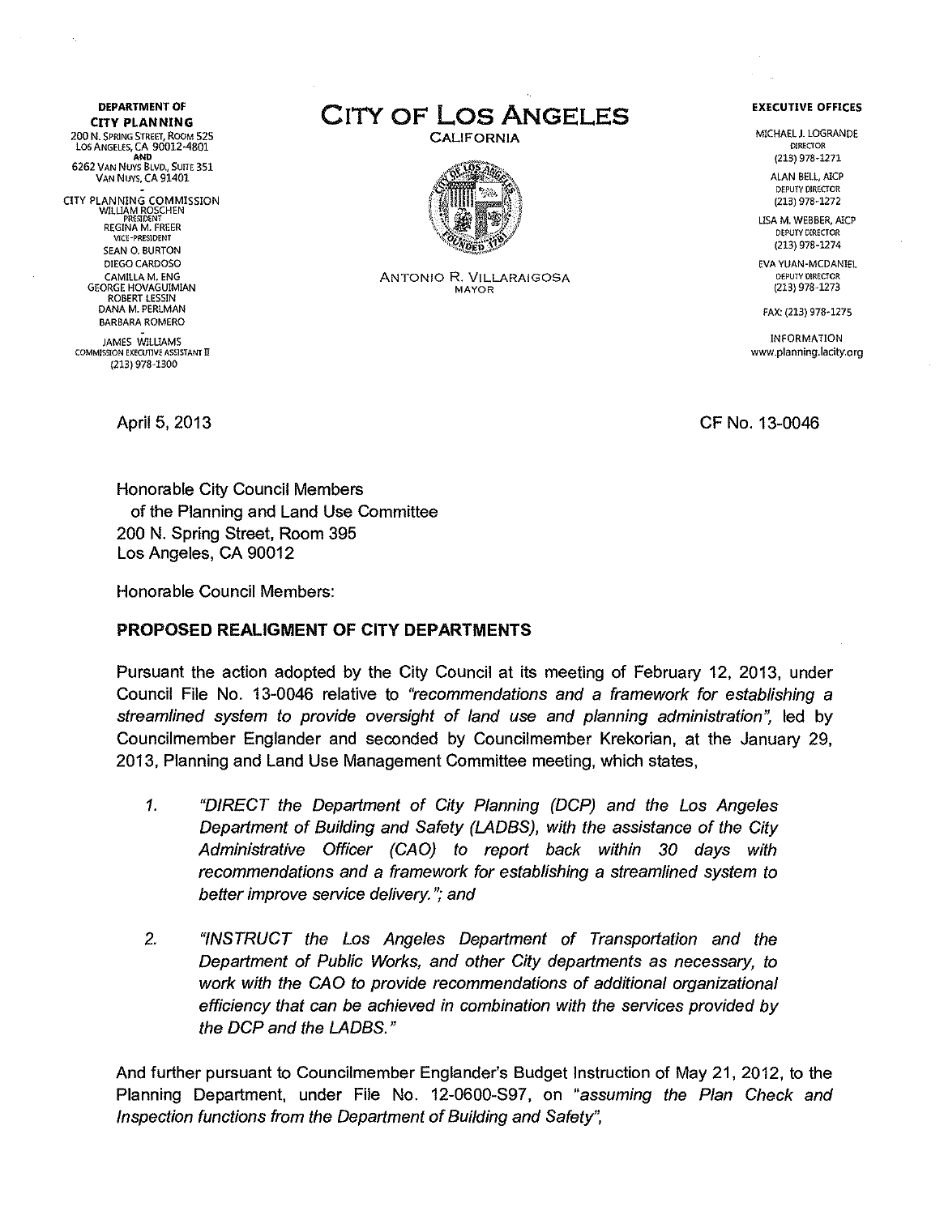DEPARTMENT OF
**CITY PLANNING**
200 N. SPRING STREET, ROOM 525
LOS ANGELES, CA 90012-4801
AND
6262 VAN NUYS BLVD., SUITE 351
VAN NUYS, CA 91401

CITY PLANNING COMMISSION
WILLIAM ROSCHEN
PRESIDENT
REGINA M. FREER
VICE-PRESIDENT
SEAN O. BURTON
DIEGO CARDOSO
CAMILLA M. ENG
GEORGE HOVAGUIMIAN
ROBERT LESSIN
DANA M. PERLMAN
BARBARA ROMERO

JAMES WILLIAMS
COMMISSION EXECUTIVE ASSISTANT II
(213) 978-1300

# CITY OF LOS ANGELES

CALIFORNIA

ANTONIO R. VILLARAIGOSA
MAYOR

**EXECUTIVE OFFICES**

MICHAEL J. LOGRANDE
DIRECTOR
(213) 978-1271

ALAN BELL, AICP
DEPUTY DIRECTOR
(213) 978-1272

LISA M. WEBBER, AICP
DEPUTY DIRECTOR
(213) 978-1274

EVA YUAN-MCDANIEL
DEPUTY DIRECTOR
(213) 978-1273

FAX: (213) 978-1275

INFORMATION
www.planning.lacity.org

April 5, 2013

CF No. 13-0046

Honorable City Council Members
of the Planning and Land Use Committee
200 N. Spring Street, Room 395
Los Angeles, CA 90012

Honorable Council Members:

**PROPOSED REALIGMENT OF CITY DEPARTMENTS**

Pursuant the action adopted by the City Council at its meeting of February 12, 2013, under Council File No. 13-0046 relative to *"recommendations and a framework for establishing a streamlined system to provide oversight of land use and planning administration"*, led by Councilmember Englander and seconded by Councilmember Krekorian, at the January 29, 2013, Planning and Land Use Management Committee meeting, which states,

1. *"DIRECT the Department of City Planning (DCP) and the Los Angeles Department of Building and Safety (LADBS), with the assistance of the City Administrative Officer (CAO) to report back within 30 days with recommendations and a framework for establishing a streamlined system to better improve service delivery."*; and

2. *"INSTRUCT the Los Angeles Department of Transportation and the Department of Public Works, and other City departments as necessary, to work with the CAO to provide recommendations of additional organizational efficiency that can be achieved in combination with the services provided by the DCP and the LADBS."*

And further pursuant to Councilmember Englander's Budget Instruction of May 21, 2012, to the Planning Department, under File No. 12-0600-S97, on *"assuming the Plan Check and Inspection functions from the Department of Building and Safety"*,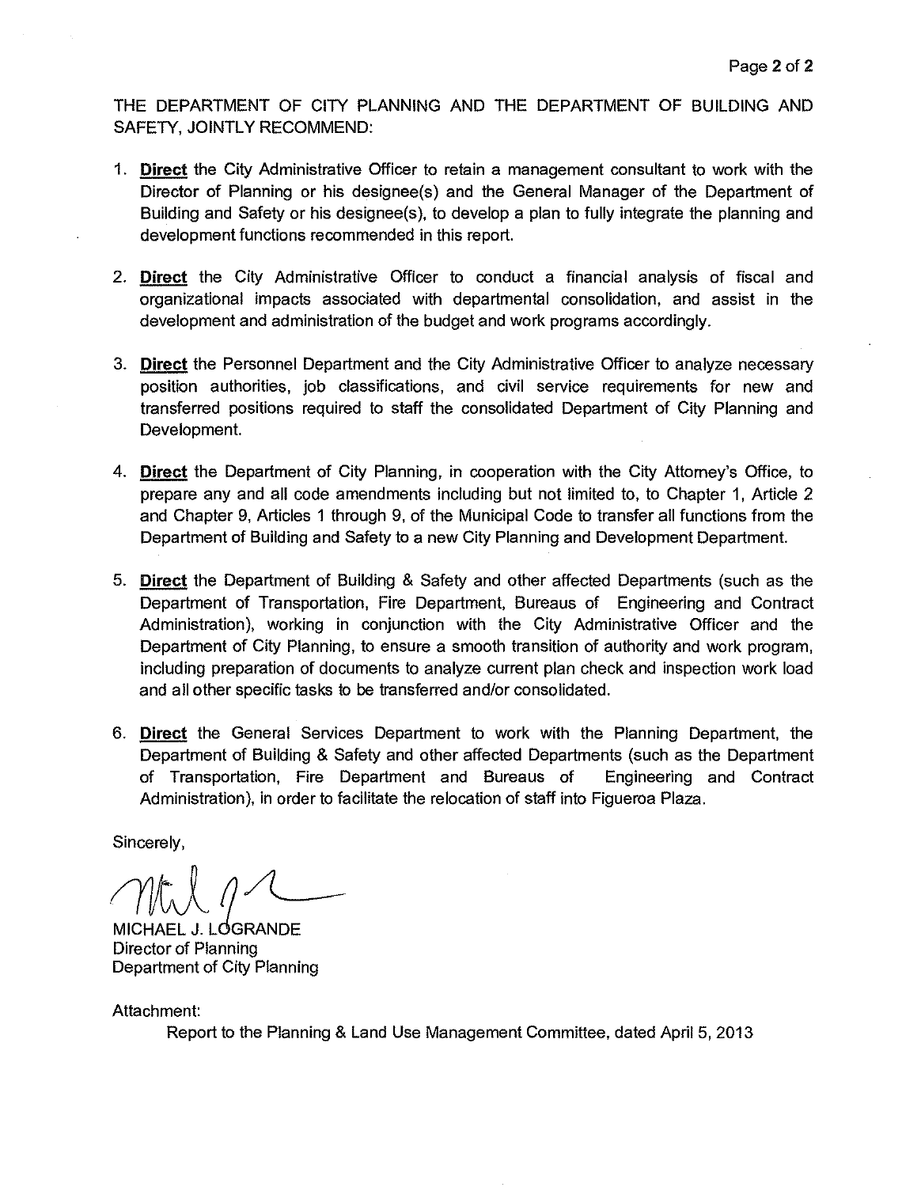THE DEPARTMENT OF CITY PLANNING AND THE DEPARTMENT OF BUILDING AND SAFETY, JOINTLY RECOMMEND:

1. **Direct** the City Administrative Officer to retain a management consultant to work with the Director of Planning or his designee(s) and the General Manager of the Department of Building and Safety or his designee(s), to develop a plan to fully integrate the planning and development functions recommended in this report.

2. **Direct** the City Administrative Officer to conduct a financial analysis of fiscal and organizational impacts associated with departmental consolidation, and assist in the development and administration of the budget and work programs accordingly.

3. **Direct** the Personnel Department and the City Administrative Officer to analyze necessary position authorities, job classifications, and civil service requirements for new and transferred positions required to staff the consolidated Department of City Planning and Development.

4. **Direct** the Department of City Planning, in cooperation with the City Attorney's Office, to prepare any and all code amendments including but not limited to, to Chapter 1, Article 2 and Chapter 9, Articles 1 through 9, of the Municipal Code to transfer all functions from the Department of Building and Safety to a new City Planning and Development Department.

5. **Direct** the Department of Building & Safety and other affected Departments (such as the Department of Transportation, Fire Department, Bureaus of Engineering and Contract Administration), working in conjunction with the City Administrative Officer and the Department of City Planning, to ensure a smooth transition of authority and work program, including preparation of documents to analyze current plan check and inspection work load and all other specific tasks to be transferred and/or consolidated.

6. **Direct** the General Services Department to work with the Planning Department, the Department of Building & Safety and other affected Departments (such as the Department of Transportation, Fire Department and Bureaus of Engineering and Contract Administration), in order to facilitate the relocation of staff into Figueroa Plaza.

Sincerely,

MICHAEL J. LOGRANDE
Director of Planning
Department of City Planning

Attachment:
Report to the Planning & Land Use Management Committee, dated April 5, 2013